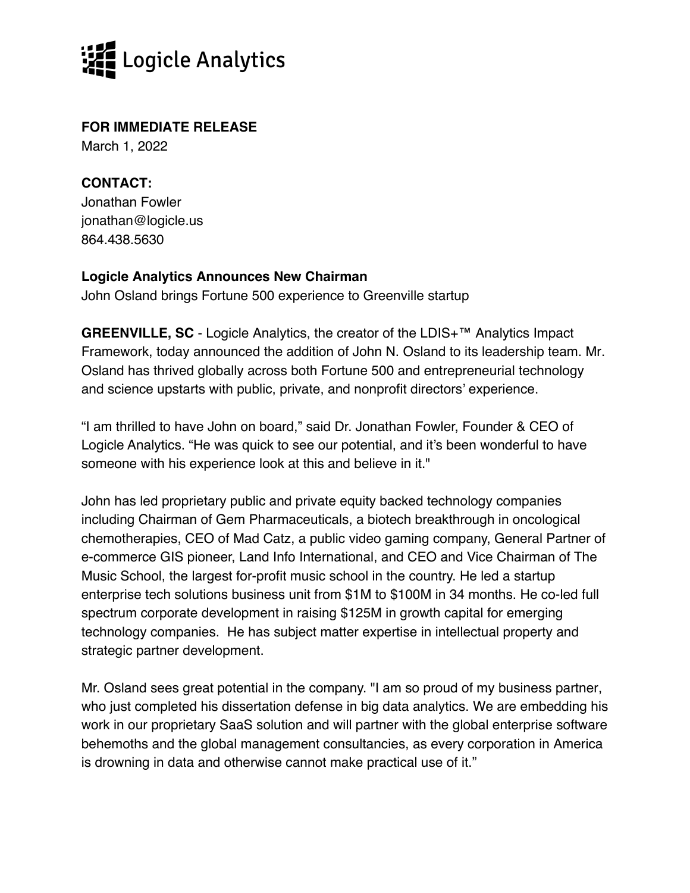Logicle Analytics

**FOR IMMEDIATE RELEASE**
March 1, 2022

**CONTACT:**
Jonathan Fowler
jonathan@logicle.us
864.438.5630

**Logicle Analytics Announces New Chairman**
John Osland brings Fortune 500 experience to Greenville startup

**GREENVILLE, SC** - Logicle Analytics, the creator of the LDIS+™ Analytics Impact Framework, today announced the addition of John N. Osland to its leadership team. Mr. Osland has thrived globally across both Fortune 500 and entrepreneurial technology and science upstarts with public, private, and nonprofit directors' experience.

"I am thrilled to have John on board," said Dr. Jonathan Fowler, Founder & CEO of Logicle Analytics. "He was quick to see our potential, and it's been wonderful to have someone with his experience look at this and believe in it."

John has led proprietary public and private equity backed technology companies including Chairman of Gem Pharmaceuticals, a biotech breakthrough in oncological chemotherapies, CEO of Mad Catz, a public video gaming company, General Partner of e-commerce GIS pioneer, Land Info International, and CEO and Vice Chairman of The Music School, the largest for-profit music school in the country. He led a startup enterprise tech solutions business unit from $1M to $100M in 34 months. He co-led full spectrum corporate development in raising $125M in growth capital for emerging technology companies. He has subject matter expertise in intellectual property and strategic partner development.

Mr. Osland sees great potential in the company. "I am so proud of my business partner, who just completed his dissertation defense in big data analytics. We are embedding his work in our proprietary SaaS solution and will partner with the global enterprise software behemoths and the global management consultancies, as every corporation in America is drowning in data and otherwise cannot make practical use of it."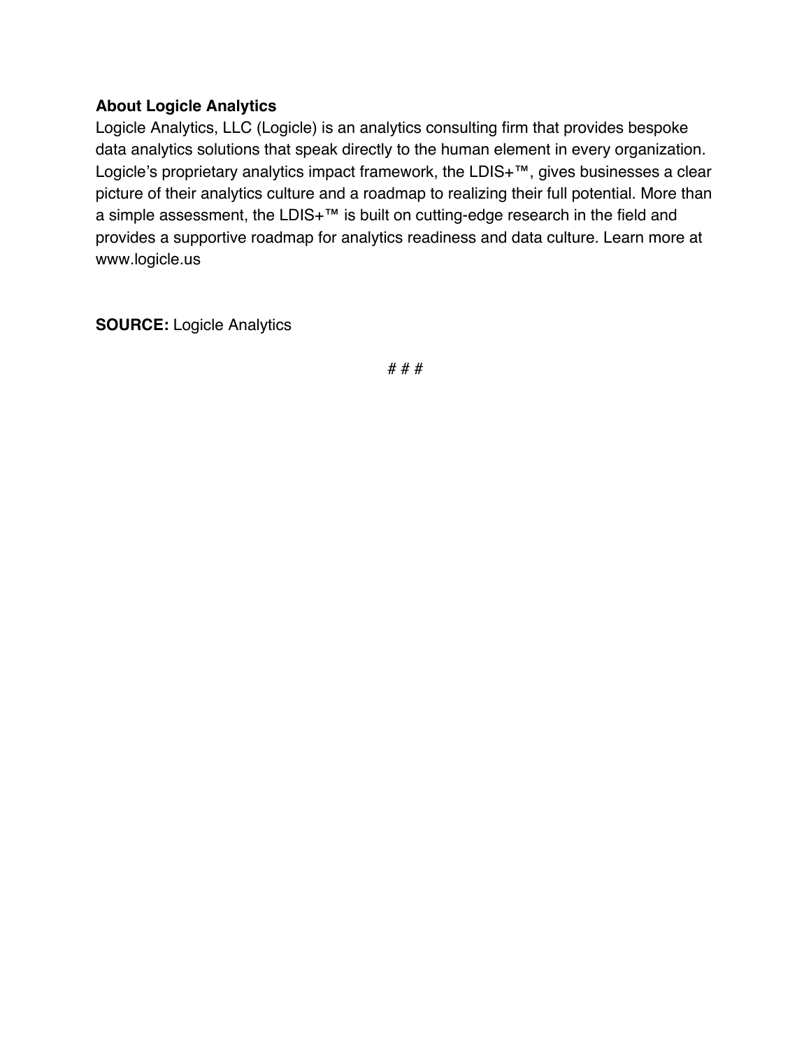**About Logicle Analytics**
Logicle Analytics, LLC (Logicle) is an analytics consulting firm that provides bespoke data analytics solutions that speak directly to the human element in every organization. Logicle's proprietary analytics impact framework, the LDIS+™, gives businesses a clear picture of their analytics culture and a roadmap to realizing their full potential. More than a simple assessment, the LDIS+™ is built on cutting-edge research in the field and provides a supportive roadmap for analytics readiness and data culture. Learn more at www.logicle.us

**SOURCE:** Logicle Analytics

# # #